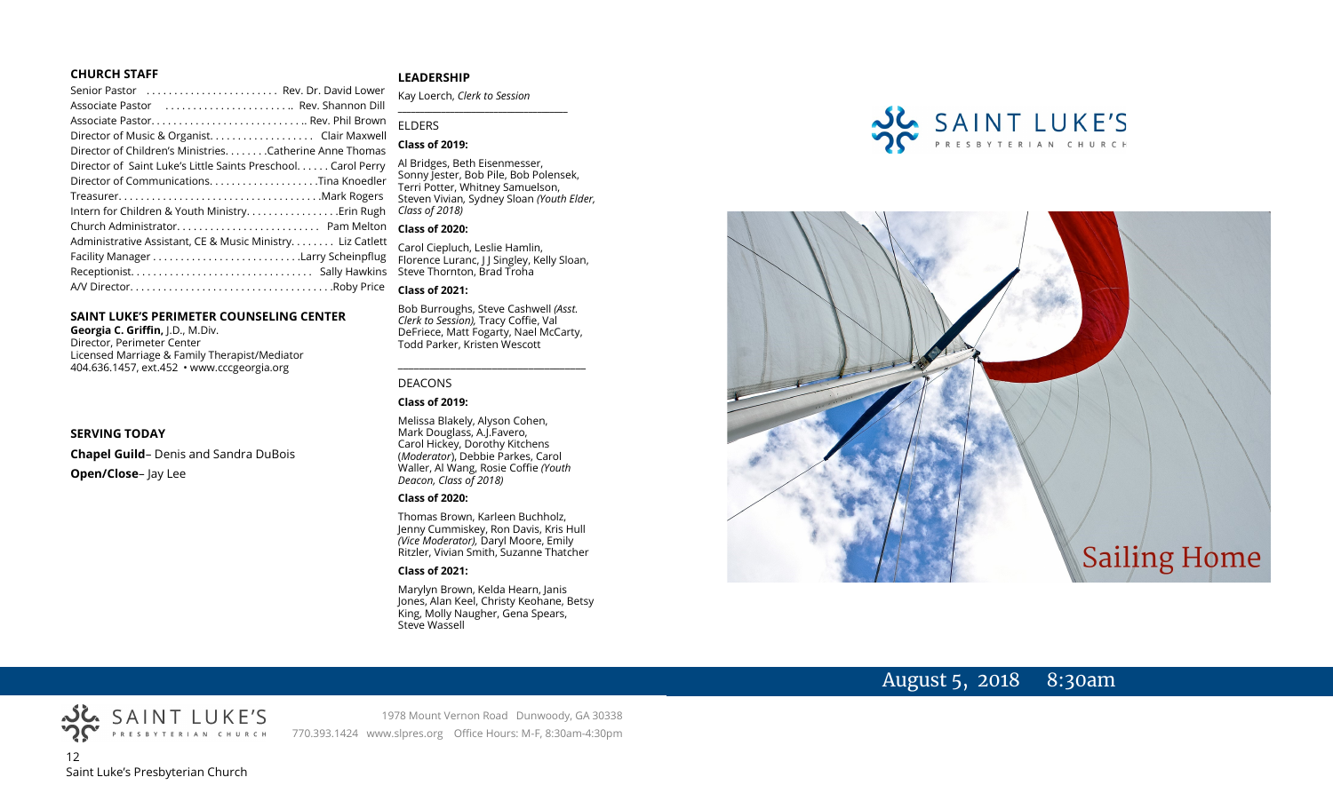## CHURCH STAFF

Senior Pastor ........................ Rev. Dr. David Lower
Associate Pastor ........................ Rev. Shannon Dill
Associate Pastor............................ Rev. Phil Brown
Director of Music & Organist.................. Clair Maxwell
Director of Children's Ministries........Catherine Anne Thomas
Director of Saint Luke's Little Saints Preschool...... Carol Perry
Director of Communications...................Tina Knoedler
Treasurer....................................Mark Rogers
Intern for Children & Youth Ministry................Erin Rugh
Church Administrator.......................... Pam Melton
Administrative Assistant, CE & Music Ministry........ Liz Catlett
Facility Manager..........................Larry Scheinpflug
Receptionist................................. Sally Hawkins
A/V Director....................................Roby Price

## SAINT LUKE'S PERIMETER COUNSELING CENTER

**Georgia C. Griffin,** J.D., M.Div.
Director, Perimeter Center
Licensed Marriage & Family Therapist/Mediator
404.636.1457, ext.452 • www.cccgeorgia.org

## SERVING TODAY

**Chapel Guild**– Denis and Sandra DuBois

**Open/Close**– Jay Lee

## LEADERSHIP

Kay Loerch, *Clerk to Session*

ELDERS

**Class of 2019:**

Al Bridges, Beth Eisenmesser, Sonny Jester, Bob Pile, Bob Polensek, Terri Potter, Whitney Samuelson, Steven Vivian, Sydney Sloan *(Youth Elder, Class of 2018)*

**Class of 2020:**

Carol Ciepluch, Leslie Hamlin, Florence Luranc, J J Singley, Kelly Sloan, Steve Thornton, Brad Troha

**Class of 2021:**

Bob Burroughs, Steve Cashwell *(Asst. Clerk to Session)*, Tracy Coffie, Val DeFriece, Matt Fogarty, Nael McCarty, Todd Parker, Kristen Wescott

DEACONS

**Class of 2019:**

Melissa Blakely, Alyson Cohen, Mark Douglass, A.J.Favero, Carol Hickey, Dorothy Kitchens (*Moderator*), Debbie Parkes, Carol Waller, Al Wang, Rosie Coffie *(Youth Deacon, Class of 2018)*

**Class of 2020:**

Thomas Brown, Karleen Buchholz, Jenny Cummiskey, Ron Davis, Kris Hull *(Vice Moderator),* Daryl Moore, Emily Ritzler, Vivian Smith, Suzanne Thatcher

**Class of 2021:**

Marylyn Brown, Kelda Hearn, Janis Jones, Alan Keel, Christy Keohane, Betsy King, Molly Naugher, Gena Spears, Steve Wassell

SAINT LUKE'S PRESBYTERIAN CHURCH

1978 Mount Vernon Road Dunwoody, GA 30338
770.393.1424 www.slpres.org Office Hours: M-F, 8:30am-4:30pm

Saint Luke's Presbyterian Church

# SAINT LUKE'S PRESBYTERIAN CHURCH

# Sailing Home

August 5, 2018 8:30am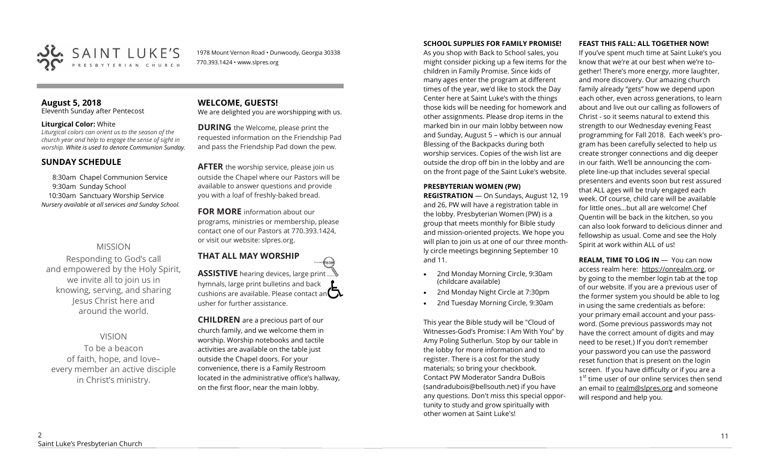SAINT LUKE'S PRESBYTERIAN CHURCH

1978 Mount Vernon Road • Dunwoody, Georgia 30338
770.393.1424 • www.slpres.org

## August 5, 2018

Eleventh Sunday after Pentecost

**Liturgical Color:** White

*Liturgical colors can orient us to the season of the church year and help to engage the sense of sight in worship. White is used to denote Communion Sunday.*

## SUNDAY SCHEDULE

8:30am Chapel Communion Service
9:30am Sunday School
10:30am Sanctuary Worship Service
*Nursery available at all services and Sunday School.*

### MISSION

Responding to God's call and empowered by the Holy Spirit, we invite all to join us in knowing, serving, and sharing Jesus Christ here and around the world.

### VISION

To be a beacon of faith, hope, and love– every member an active disciple in Christ's ministry.

## WELCOME, GUESTS!

We are delighted you are worshipping with us.

**DURING** the Welcome, please print the requested information on the Friendship Pad and pass the Friendship Pad down the pew.

**AFTER** the worship service, please join us outside the Chapel where our Pastors will be available to answer questions and provide you with a loaf of freshly-baked bread.

**FOR MORE** information about our programs, ministries or membership, please contact one of our Pastors at 770.393.1424, or visit our website: slpres.org.

## THAT ALL MAY WORSHIP

**ASSISTIVE** hearing devices, large print hymnals, large print bulletins and back cushions are available. Please contact an usher for further assistance.

**CHILDREN** are a precious part of our church family, and we welcome them in worship. Worship notebooks and tactile activities are available on the table just outside the Chapel doors. For your convenience, there is a Family Restroom located in the administrative office's hallway, on the first floor, near the main lobby.

**SCHOOL SUPPLIES FOR FAMILY PROMISE!**

As you shop with Back to School sales, you might consider picking up a few items for the children in Family Promise. Since kids of many ages enter the program at different times of the year, we'd like to stock the Day Center here at Saint Luke's with the things those kids will be needing for homework and other assignments. Please drop items in the marked bin in our main lobby between now and Sunday, August 5 – which is our annual Blessing of the Backpacks during both worship services. Copies of the wish list are outside the drop off bin in the lobby and are on the front page of the Saint Luke's website.

**PRESBYTERIAN WOMEN (PW) REGISTRATION** — On Sundays, August 12, 19 and 26, PW will have a registration table in the lobby. Presbyterian Women (PW) is a group that meets monthly for Bible study and mission-oriented projects. We hope you will plan to join us at one of our three monthly circle meetings beginning September 10 and 11.

- 2nd Monday Morning Circle, 9:30am (childcare available)
- 2nd Monday Night Circle at 7:30pm
- 2nd Tuesday Morning Circle, 9:30am

This year the Bible study will be "Cloud of Witnesses-God's Promise: I Am With You" by Amy Poling Sutherlun. Stop by our table in the lobby for more information and to register. There is a cost for the study materials; so bring your checkbook. Contact PW Moderator Sandra DuBois (sandradubois@bellsouth.net) if you have any questions. Don't miss this special opportunity to study and grow spiritually with other women at Saint Luke's!

**FEAST THIS FALL: ALL TOGETHER NOW!**

If you've spent much time at Saint Luke's you know that we're at our best when we're together! There's more energy, more laughter, and more discovery. Our amazing church family already "gets" how we depend upon each other, even across generations, to learn about and live out our calling as followers of Christ - so it seems natural to extend this strength to our Wednesday evening Feast programming for Fall 2018. Each week's program has been carefully selected to help us create stronger connections and dig deeper in our faith. We'll be announcing the complete line-up that includes several special presenters and events soon but rest assured that ALL ages will be truly engaged each week. Of course, child care will be available for little ones…but all are welcome! Chef Quentin will be back in the kitchen, so you can also look forward to delicious dinner and fellowship as usual. Come and see the Holy Spirit at work within ALL of us!

**REALM, TIME TO LOG IN** — You can now access realm here: https://onrealm.org, or by going to the member login tab at the top of our website. If you are a previous user of the former system you should be able to log in using the same credentials as before: your primary email account and your password. (Some previous passwords may not have the correct amount of digits and may need to be reset.) If you don't remember your password you can use the password reset function that is present on the login screen. If you have difficulty or if you are a 1st time user of our online services then send an email to realm@slpres.org and someone will respond and help you.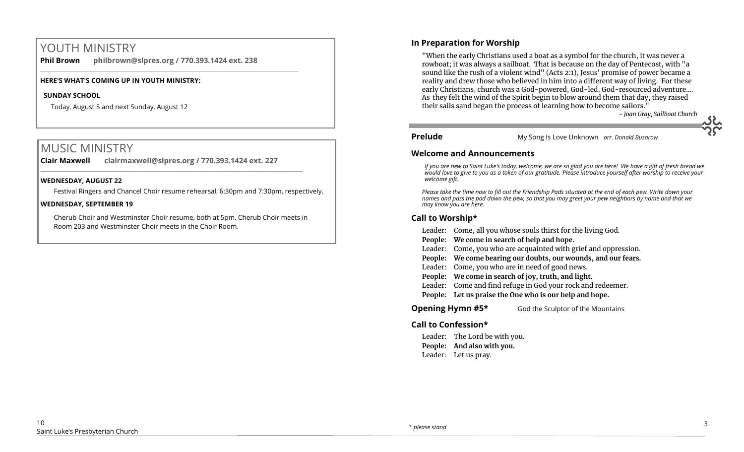# YOUTH MINISTRY

**Phil Brown philbrown@slpres.org / 770.393.1424 ext. 238**

**HERE'S WHAT'S COMING UP IN YOUTH MINISTRY:**

**SUNDAY SCHOOL**

Today, August 5 and next Sunday, August 12

# MUSIC MINISTRY

**Clair Maxwell clairmaxwell@slpres.org / 770.393.1424 ext. 227**

**WEDNESDAY, AUGUST 22**

Festival Ringers and Chancel Choir resume rehearsal, 6:30pm and 7:30pm, respectively.

**WEDNESDAY, SEPTEMBER 19**

Cherub Choir and Westminster Choir resume, both at 5pm. Cherub Choir meets in Room 203 and Westminster Choir meets in the Choir Room.

## In Preparation for Worship

"When the early Christians used a boat as a symbol for the church, it was never a rowboat; it was always a sailboat. That is because on the day of Pentecost, with "a sound like the rush of a violent wind" (Acts 2:1), Jesus' promise of power became a reality and drew those who believed in him into a different way of living. For these early Christians, church was a God-powered, God-led, God-resourced adventure.... As they felt the wind of the Spirit begin to blow around them that day, they raised their sails sand began the process of learning how to become sailors."

*- Joan Gray, Sailboat Church*

**Prelude** My Song Is Love Unknown *arr. Donald Busarow*

## Welcome and Announcements

*If you are new to Saint Luke's today, welcome, we are so glad you are here! We have a gift of fresh bread we would love to give to you as a token of our gratitude. Please introduce yourself after worship to receive your welcome gift.*

*Please take the time now to fill out the Friendship Pads situated at the end of each pew. Write down your names and pass the pad down the pew, so that you may greet your pew neighbors by name and that we may know you are here.*

## Call to Worship*

Leader: Come, all you whose souls thirst for the living God.
**People: We come in search of help and hope.**
Leader: Come, you who are acquainted with grief and oppression.
**People: We come bearing our doubts, our wounds, and our fears.**
Leader: Come, you who are in need of good news.
**People: We come in search of joy, truth, and light.**
Leader: Come and find refuge in God your rock and redeemer.
**People: Let us praise the One who is our help and hope.**

**Opening Hymn #5*** God the Sculptor of the Mountains

## Call to Confession*

Leader: The Lord be with you.
**People: And also with you.**
Leader: Let us pray.

*\* please stand*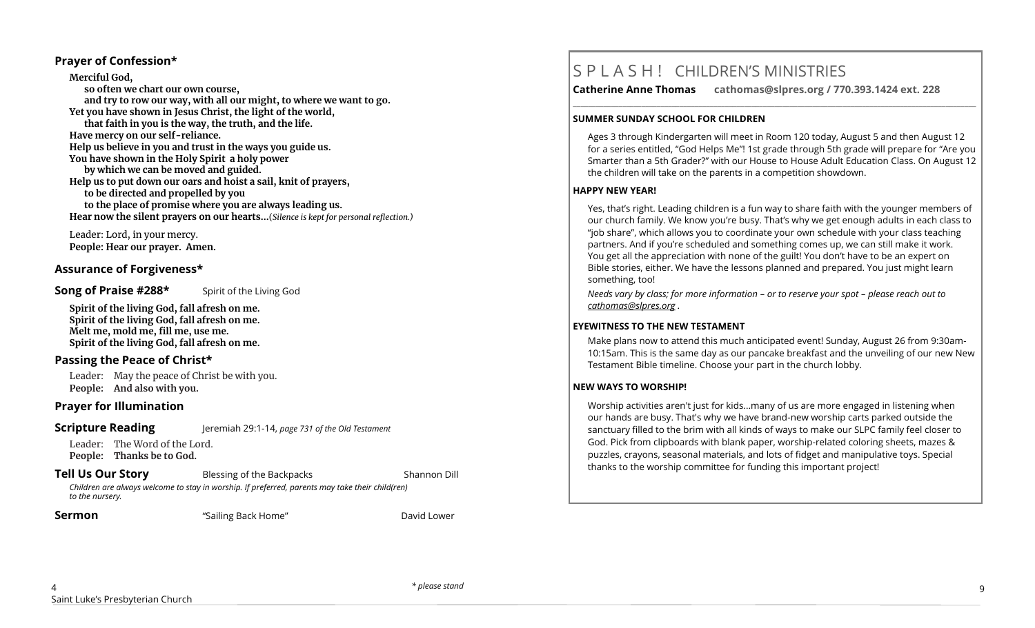## Prayer of Confession*

**Merciful God,**
**so often we chart our own course,**
**and try to row our way, with all our might, to where we want to go.**
**Yet you have shown in Jesus Christ, the light of the world,**
**that faith in you is the way, the truth, and the life.**
**Have mercy on our self-reliance.**
**Help us believe in you and trust in the ways you guide us.**
**You have shown in the Holy Spirit a holy power**
**by which we can be moved and guided.**
**Help us to put down our oars and hoist a sail, knit of prayers,**
**to be directed and propelled by you**
**to the place of promise where you are always leading us.**
**Hear now the silent prayers on our hearts...**(*Silence is kept for personal reflection.)*

Leader: Lord, in your mercy.
**People: Hear our prayer. Amen.**

## Assurance of Forgiveness*

## Song of Praise #288* Spirit of the Living God

**Spirit of the living God, fall afresh on me.**
**Spirit of the living God, fall afresh on me.**
**Melt me, mold me, fill me, use me.**
**Spirit of the living God, fall afresh on me.**

## Passing the Peace of Christ*

Leader: May the peace of Christ be with you.
**People: And also with you.**

## Prayer for Illumination

## Scripture Reading Jeremiah 29:1-14, *page 731 of the Old Testament*

Leader: The Word of the Lord.
**People: Thanks be to God.**

## Tell Us Our Story Blessing of the Backpacks Shannon Dill

*Children are always welcome to stay in worship. If preferred, parents may take their child(ren) to the nursery.*

## Sermon "Sailing Back Home" David Lower

*\* please stand*

# S P L A S H ! CHILDREN'S MINISTRIES

**Catherine Anne Thomas cathomas@slpres.org / 770.393.1424 ext. 228**

### SUMMER SUNDAY SCHOOL FOR CHILDREN

Ages 3 through Kindergarten will meet in Room 120 today, August 5 and then August 12 for a series entitled, "God Helps Me"! 1st grade through 5th grade will prepare for "Are you Smarter than a 5th Grader?" with our House to House Adult Education Class. On August 12 the children will take on the parents in a competition showdown.

### HAPPY NEW YEAR!

Yes, that's right. Leading children is a fun way to share faith with the younger members of our church family. We know you're busy. That's why we get enough adults in each class to "job share", which allows you to coordinate your own schedule with your class teaching partners. And if you're scheduled and something comes up, we can still make it work. You get all the appreciation with none of the guilt! You don't have to be an expert on Bible stories, either. We have the lessons planned and prepared. You just might learn something, too!

*Needs vary by class; for more information – or to reserve your spot – please reach out to cathomas@slpres.org .*

### EYEWITNESS TO THE NEW TESTAMENT

Make plans now to attend this much anticipated event! Sunday, August 26 from 9:30am-10:15am. This is the same day as our pancake breakfast and the unveiling of our new New Testament Bible timeline. Choose your part in the church lobby.

### NEW WAYS TO WORSHIP!

Worship activities aren't just for kids...many of us are more engaged in listening when our hands are busy. That's why we have brand-new worship carts parked outside the sanctuary filled to the brim with all kinds of ways to make our SLPC family feel closer to God. Pick from clipboards with blank paper, worship-related coloring sheets, mazes & puzzles, crayons, seasonal materials, and lots of fidget and manipulative toys. Special thanks to the worship committee for funding this important project!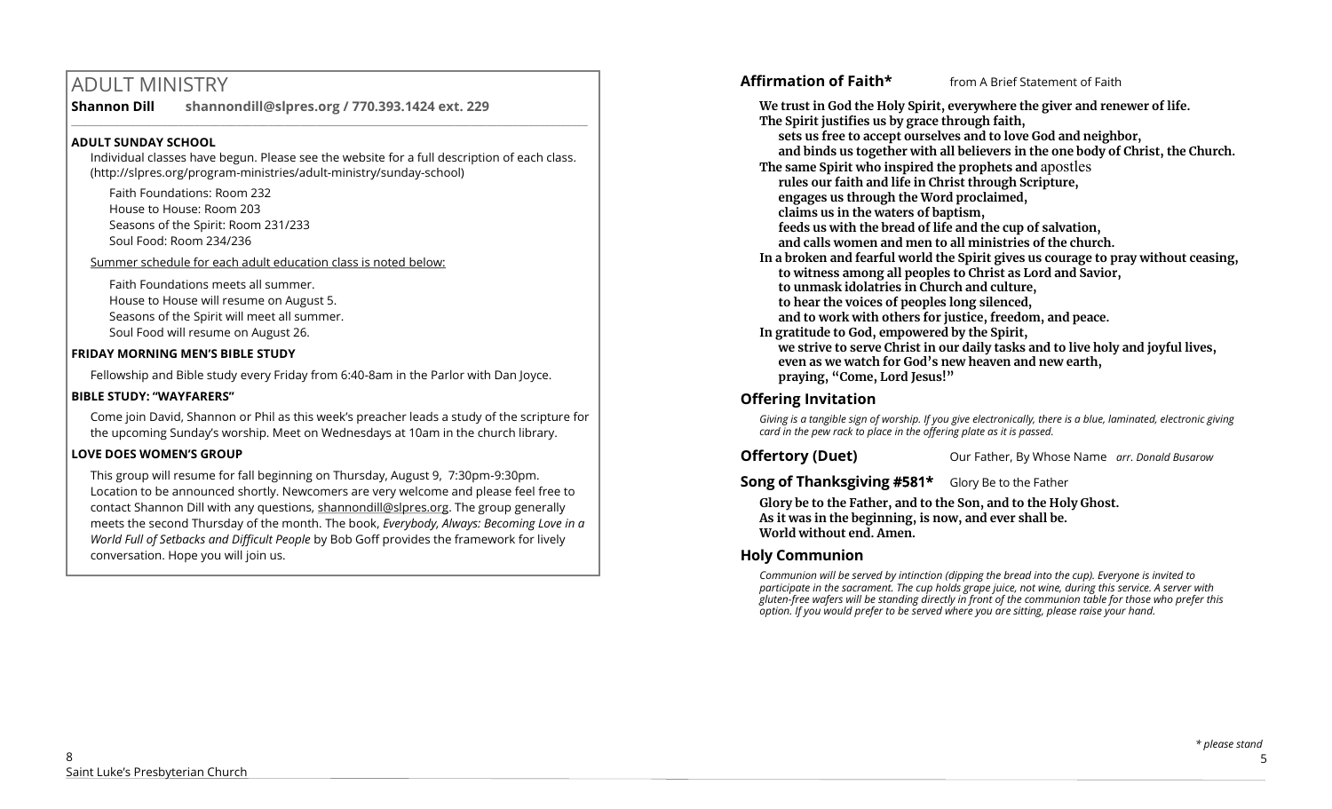# ADULT MINISTRY

**Shannon Dill** **shannondill@slpres.org / 770.393.1424 ext. 229**

### ADULT SUNDAY SCHOOL

Individual classes have begun. Please see the website for a full description of each class. (http://slpres.org/program-ministries/adult-ministry/sunday-school)

Faith Foundations: Room 232
House to House: Room 203
Seasons of the Spirit: Room 231/233
Soul Food: Room 234/236

Summer schedule for each adult education class is noted below:

Faith Foundations meets all summer.
House to House will resume on August 5.
Seasons of the Spirit will meet all summer.
Soul Food will resume on August 26.

### FRIDAY MORNING MEN'S BIBLE STUDY

Fellowship and Bible study every Friday from 6:40-8am in the Parlor with Dan Joyce.

### BIBLE STUDY: "WAYFARERS"

Come join David, Shannon or Phil as this week's preacher leads a study of the scripture for the upcoming Sunday's worship. Meet on Wednesdays at 10am in the church library.

### LOVE DOES WOMEN'S GROUP

This group will resume for fall beginning on Thursday, August 9, 7:30pm-9:30pm. Location to be announced shortly. Newcomers are very welcome and please feel free to contact Shannon Dill with any questions, shannondill@slpres.org. The group generally meets the second Thursday of the month. The book, *Everybody, Always: Becoming Love in a World Full of Setbacks and Difficult People* by Bob Goff provides the framework for lively conversation. Hope you will join us.

## Affirmation of Faith* from A Brief Statement of Faith

**We trust in God the Holy Spirit, everywhere the giver and renewer of life.**
**The Spirit justifies us by grace through faith,**
**sets us free to accept ourselves and to love God and neighbor,**
**and binds us together with all believers in the one body of Christ, the Church.**
**The same Spirit who inspired the prophets and apostles**
**rules our faith and life in Christ through Scripture,**
**engages us through the Word proclaimed,**
**claims us in the waters of baptism,**
**feeds us with the bread of life and the cup of salvation,**
**and calls women and men to all ministries of the church.**
**In a broken and fearful world the Spirit gives us courage to pray without ceasing,**
**to witness among all peoples to Christ as Lord and Savior,**
**to unmask idolatries in Church and culture,**
**to hear the voices of peoples long silenced,**
**and to work with others for justice, freedom, and peace.**
**In gratitude to God, empowered by the Spirit,**
**we strive to serve Christ in our daily tasks and to live holy and joyful lives,**
**even as we watch for God's new heaven and new earth,**
**praying, "Come, Lord Jesus!"**

## Offering Invitation

*Giving is a tangible sign of worship. If you give electronically, there is a blue, laminated, electronic giving card in the pew rack to place in the offering plate as it is passed.*

## Offertory (Duet) Our Father, By Whose Name *arr. Donald Busarow*

## Song of Thanksgiving #581* Glory Be to the Father

**Glory be to the Father, and to the Son, and to the Holy Ghost.**
**As it was in the beginning, is now, and ever shall be.**
**World without end. Amen.**

## Holy Communion

*Communion will be served by intinction (dipping the bread into the cup). Everyone is invited to participate in the sacrament. The cup holds grape juice, not wine, during this service. A server with gluten-free wafers will be standing directly in front of the communion table for those who prefer this option. If you would prefer to be served where you are sitting, please raise your hand.*

*\* please stand*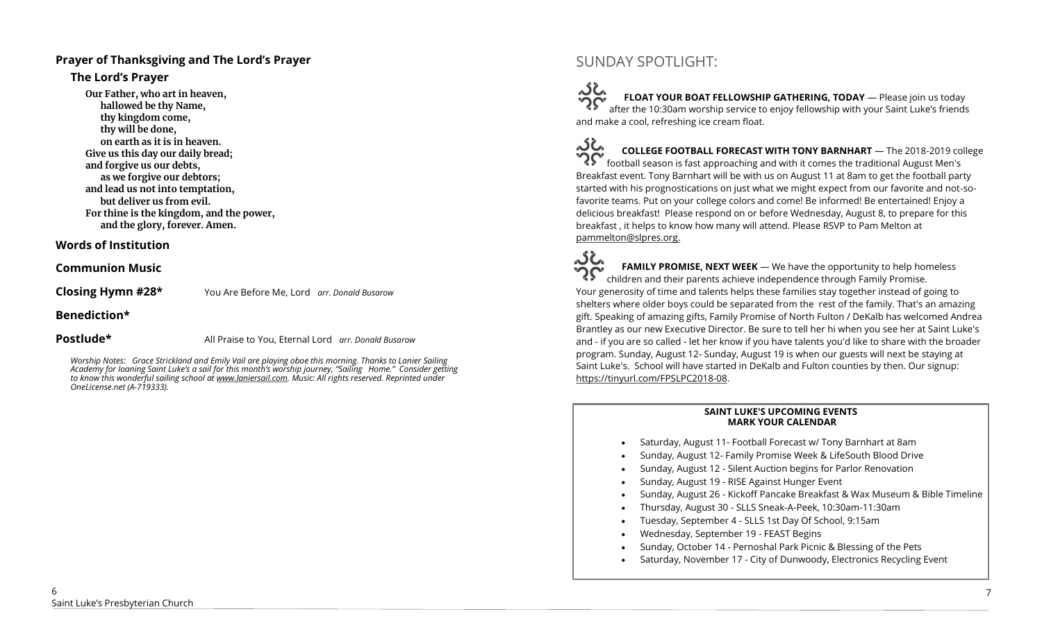## Prayer of Thanksgiving and The Lord's Prayer

### The Lord's Prayer

**Our Father, who art in heaven,**
**hallowed be thy Name,**
**thy kingdom come,**
**thy will be done,**
**on earth as it is in heaven.**
**Give us this day our daily bread;**
**and forgive us our debts,**
**as we forgive our debtors;**
**and lead us not into temptation,**
**but deliver us from evil.**
**For thine is the kingdom, and the power,**
**and the glory, forever. Amen.**

## Words of Institution

## Communion Music

**Closing Hymn #28*** You Are Before Me, Lord *arr. Donald Busarow*

## Benediction*

**Postlude*** All Praise to You, Eternal Lord *arr. Donald Busarow*

*Worship Notes: Grace Strickland and Emily Vail are playing oboe this morning. Thanks to Lanier Sailing Academy for loaning Saint Luke's a sail for this month's worship journey, "Sailing Home." Consider getting to know this wonderful sailing school at www.laniersail.com. Music: All rights reserved. Reprinted under OneLicense.net (A-719333).*

# SUNDAY SPOTLIGHT:

**FLOAT YOUR BOAT FELLOWSHIP GATHERING, TODAY** — Please join us today after the 10:30am worship service to enjoy fellowship with your Saint Luke's friends and make a cool, refreshing ice cream float.

**COLLEGE FOOTBALL FORECAST WITH TONY BARNHART** — The 2018-2019 college football season is fast approaching and with it comes the traditional August Men's Breakfast event. Tony Barnhart will be with us on August 11 at 8am to get the football party started with his prognostications on just what we might expect from our favorite and not-so-favorite teams. Put on your college colors and come! Be informed! Be entertained! Enjoy a delicious breakfast! Please respond on or before Wednesday, August 8, to prepare for this breakfast , it helps to know how many will attend. Please RSVP to Pam Melton at pammelton@slpres.org.

**FAMILY PROMISE, NEXT WEEK** — We have the opportunity to help homeless children and their parents achieve independence through Family Promise. Your generosity of time and talents helps these families stay together instead of going to shelters where older boys could be separated from the rest of the family. That's an amazing gift. Speaking of amazing gifts, Family Promise of North Fulton / DeKalb has welcomed Andrea Brantley as our new Executive Director. Be sure to tell her hi when you see her at Saint Luke's and - if you are so called - let her know if you have talents you'd like to share with the broader program. Sunday, August 12- Sunday, August 19 is when our guests will next be staying at Saint Luke's. School will have started in DeKalb and Fulton counties by then. Our signup: https://tinyurl.com/FPSLPC2018-08.

**SAINT LUKE'S UPCOMING EVENTS**
**MARK YOUR CALENDAR**

- Saturday, August 11- Football Forecast w/ Tony Barnhart at 8am
- Sunday, August 12- Family Promise Week & LifeSouth Blood Drive
- Sunday, August 12 - Silent Auction begins for Parlor Renovation
- Sunday, August 19 - RISE Against Hunger Event
- Sunday, August 26 - Kickoff Pancake Breakfast & Wax Museum & Bible Timeline
- Thursday, August 30 - SLLS Sneak-A-Peek, 10:30am-11:30am
- Tuesday, September 4 - SLLS 1st Day Of School, 9:15am
- Wednesday, September 19 - FEAST Begins
- Sunday, October 14 - Pernoshal Park Picnic & Blessing of the Pets
- Saturday, November 17 - City of Dunwoody, Electronics Recycling Event